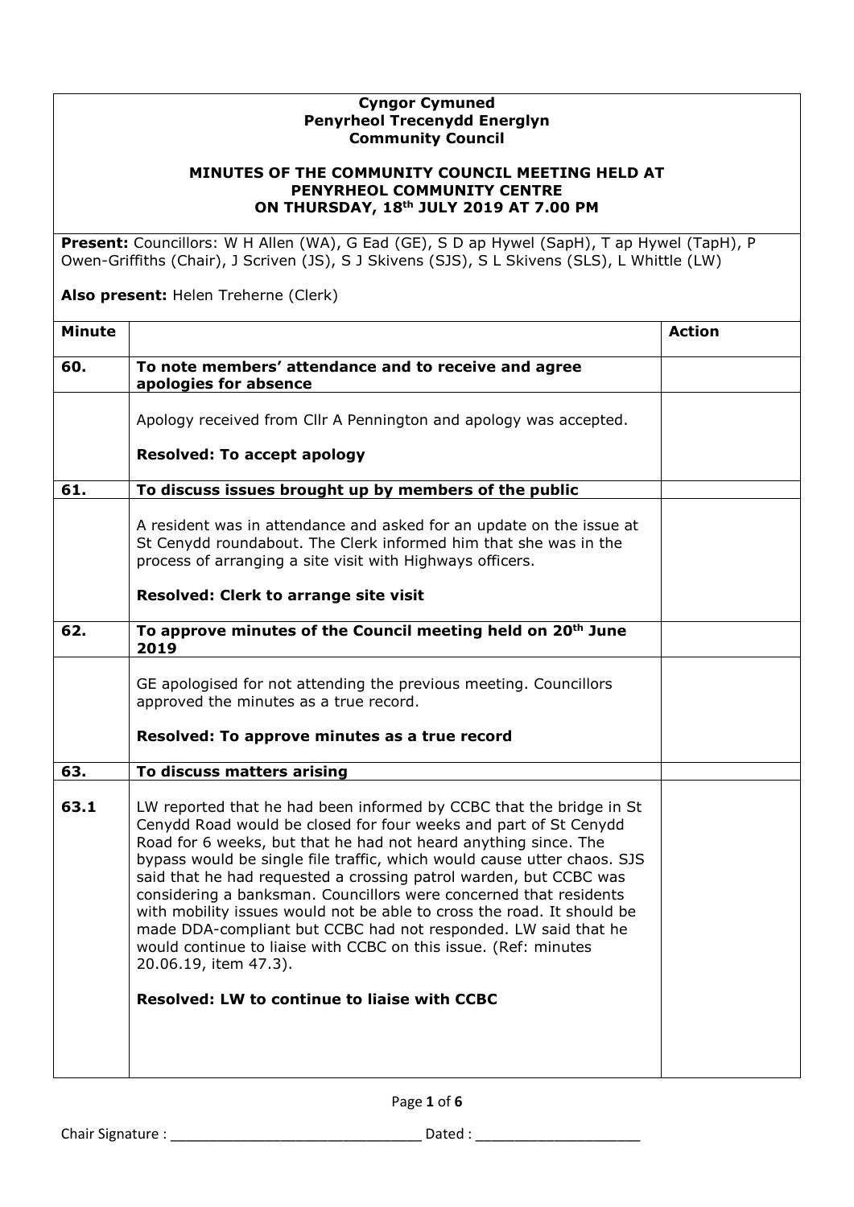**Cyngor Cymuned**
**Penyrheol Trecenydd Energlyn**
**Community Council**

**MINUTES OF THE COMMUNITY COUNCIL MEETING HELD AT PENYRHEOL COMMUNITY CENTRE ON THURSDAY, 18th JULY 2019 AT 7.00 PM**

**Present:** Councillors: W H Allen (WA), G Ead (GE), S D ap Hywel (SapH), T ap Hywel (TapH), P Owen-Griffiths (Chair), J Scriven (JS), S J Skivens (SJS), S L Skivens (SLS), L Whittle (LW)

**Also present:** Helen Treherne (Clerk)

| Minute | | Action |
|---|---|---|
| **60.** | **To note members' attendance and to receive and agree apologies for absence** | |
| | Apology received from Cllr A Pennington and apology was accepted.<br><br>**Resolved: To accept apology** | |
| **61.** | **To discuss issues brought up by members of the public** | |
| | A resident was in attendance and asked for an update on the issue at St Cenydd roundabout. The Clerk informed him that she was in the process of arranging a site visit with Highways officers.<br><br>**Resolved: Clerk to arrange site visit** | |
| **62.** | **To approve minutes of the Council meeting held on 20th June 2019** | |
| | GE apologised for not attending the previous meeting. Councillors approved the minutes as a true record.<br><br>**Resolved: To approve minutes as a true record** | |
| **63.** | **To discuss matters arising** | |
| **63.1** | LW reported that he had been informed by CCBC that the bridge in St Cenydd Road would be closed for four weeks and part of St Cenydd Road for 6 weeks, but that he had not heard anything since. The bypass would be single file traffic, which would cause utter chaos. SJS said that he had requested a crossing patrol warden, but CCBC was considering a banksman. Councillors were concerned that residents with mobility issues would not be able to cross the road. It should be made DDA-compliant but CCBC had not responded. LW said that he would continue to liaise with CCBC on this issue. (Ref: minutes 20.06.19, item 47.3).<br><br>**Resolved: LW to continue to liaise with CCBC** | |

Chair Signature : ______________________________ Dated : ____________________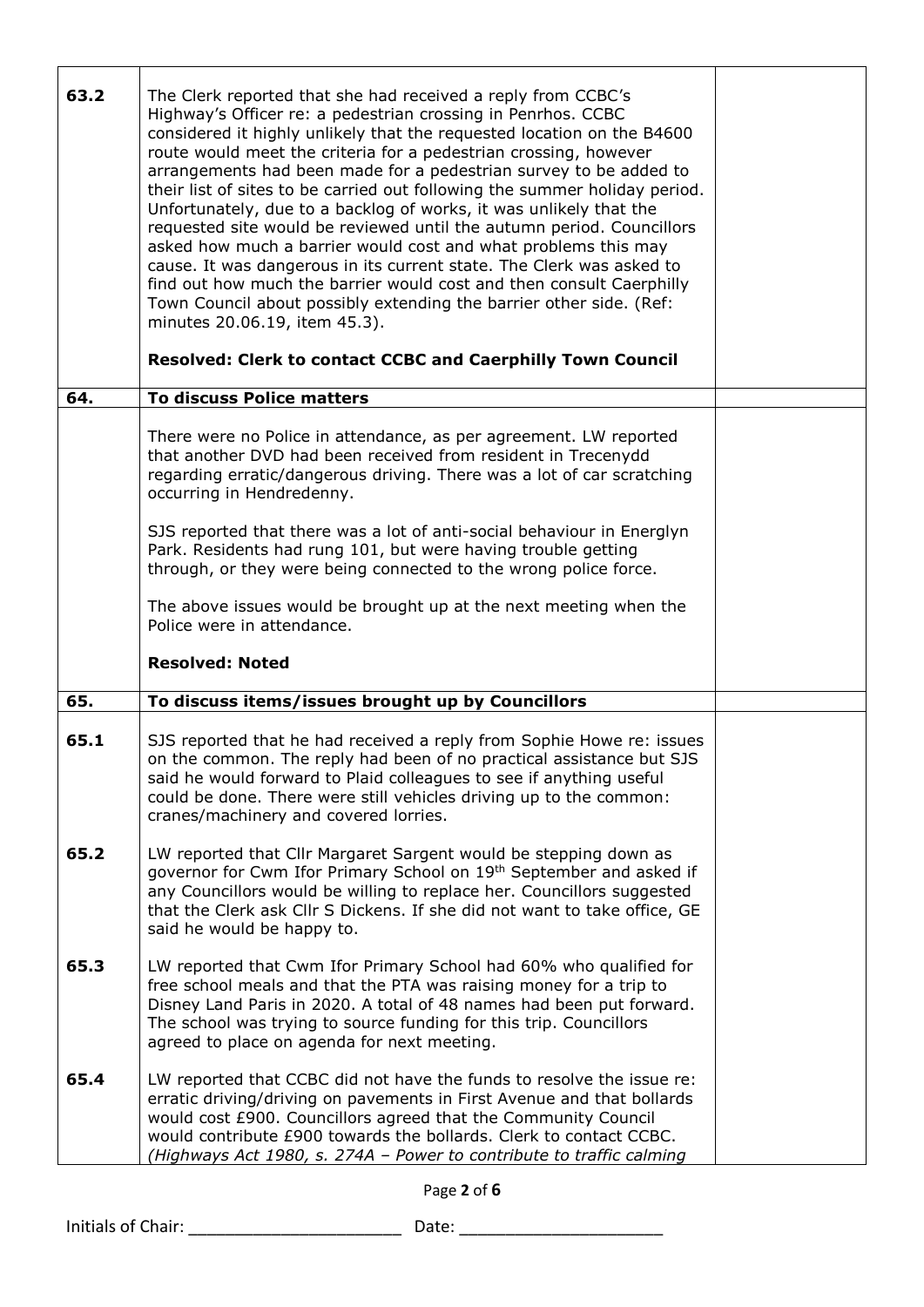| | | |
|---|---|---|
| **63.2** | The Clerk reported that she had received a reply from CCBC's Highway's Officer re: a pedestrian crossing in Penrhos. CCBC considered it highly unlikely that the requested location on the B4600 route would meet the criteria for a pedestrian crossing, however arrangements had been made for a pedestrian survey to be added to their list of sites to be carried out following the summer holiday period. Unfortunately, due to a backlog of works, it was unlikely that the requested site would be reviewed until the autumn period. Councillors asked how much a barrier would cost and what problems this may cause. It was dangerous in its current state. The Clerk was asked to find out how much the barrier would cost and then consult Caerphilly Town Council about possibly extending the barrier other side. (Ref: minutes 20.06.19, item 45.3).<br><br>**Resolved: Clerk to contact CCBC and Caerphilly Town Council** | |
| **64.** | **To discuss Police matters** | |
| | There were no Police in attendance, as per agreement. LW reported that another DVD had been received from resident in Trecenydd regarding erratic/dangerous driving. There was a lot of car scratching occurring in Hendredenny.<br><br>SJS reported that there was a lot of anti-social behaviour in Energlyn Park. Residents had rung 101, but were having trouble getting through, or they were being connected to the wrong police force.<br><br>The above issues would be brought up at the next meeting when the Police were in attendance.<br><br>**Resolved: Noted** | |
| **65.** | **To discuss items/issues brought up by Councillors** | |
| **65.1** | SJS reported that he had received a reply from Sophie Howe re: issues on the common. The reply had been of no practical assistance but SJS said he would forward to Plaid colleagues to see if anything useful could be done. There were still vehicles driving up to the common: cranes/machinery and covered lorries. | |
| **65.2** | LW reported that Cllr Margaret Sargent would be stepping down as governor for Cwm Ifor Primary School on 19th September and asked if any Councillors would be willing to replace her. Councillors suggested that the Clerk ask Cllr S Dickens. If she did not want to take office, GE said he would be happy to. | |
| **65.3** | LW reported that Cwm Ifor Primary School had 60% who qualified for free school meals and that the PTA was raising money for a trip to Disney Land Paris in 2020. A total of 48 names had been put forward. The school was trying to source funding for this trip. Councillors agreed to place on agenda for next meeting. | |
| **65.4** | LW reported that CCBC did not have the funds to resolve the issue re: erratic driving/driving on pavements in First Avenue and that bollards would cost £900. Councillors agreed that the Community Council would contribute £900 towards the bollards. Clerk to contact CCBC. *(Highways Act 1980, s. 274A – Power to contribute to traffic calming* | |

Initials of Chair: ______________________ Date: _____________________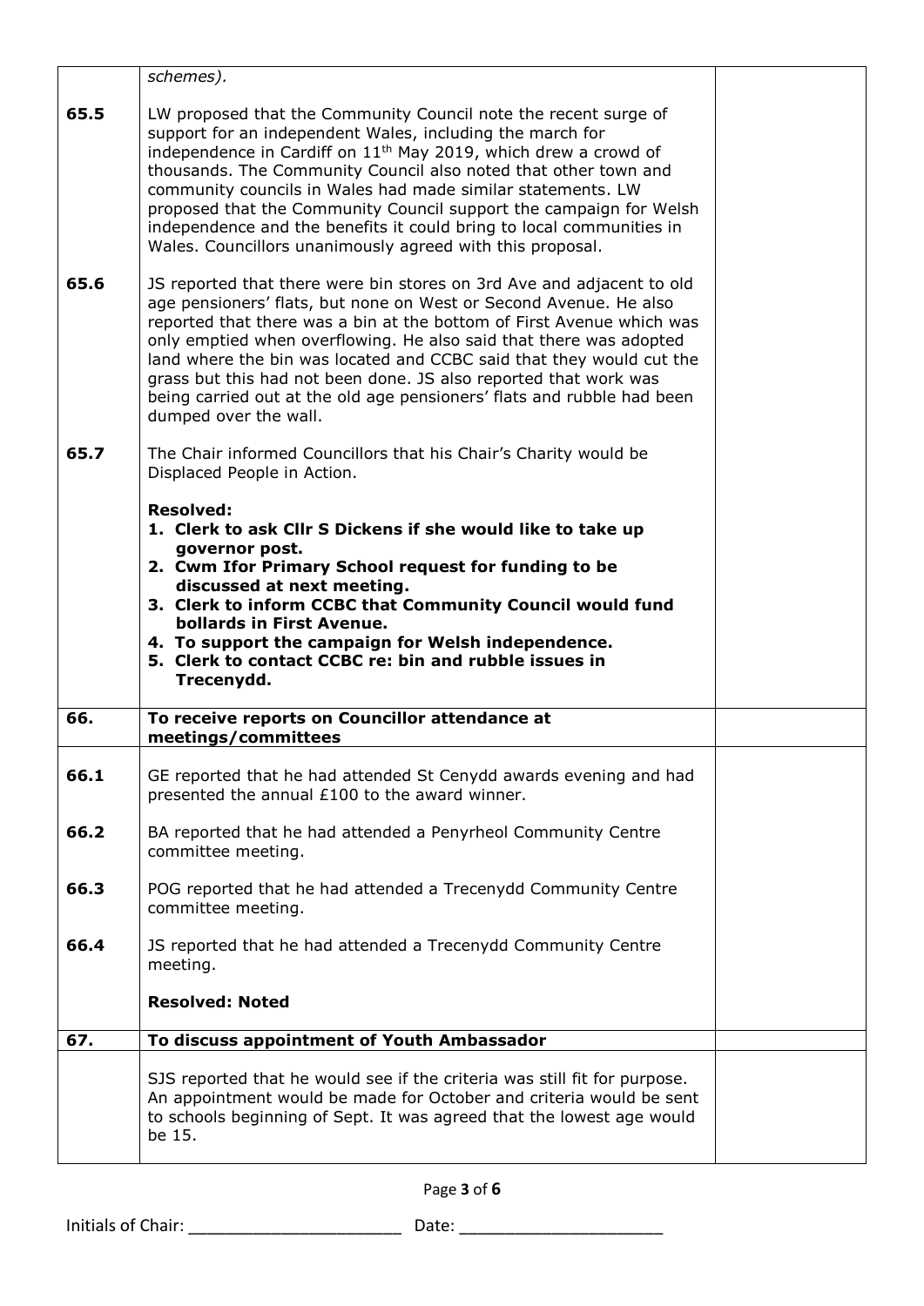| | | |
|---|---|---|
| | *schemes).* | |
| **65.5** | LW proposed that the Community Council note the recent surge of support for an independent Wales, including the march for independence in Cardiff on 11th May 2019, which drew a crowd of thousands. The Community Council also noted that other town and community councils in Wales had made similar statements. LW proposed that the Community Council support the campaign for Welsh independence and the benefits it could bring to local communities in Wales. Councillors unanimously agreed with this proposal. | |
| **65.6** | JS reported that there were bin stores on 3rd Ave and adjacent to old age pensioners' flats, but none on West or Second Avenue. He also reported that there was a bin at the bottom of First Avenue which was only emptied when overflowing. He also said that there was adopted land where the bin was located and CCBC said that they would cut the grass but this had not been done. JS also reported that work was being carried out at the old age pensioners' flats and rubble had been dumped over the wall. | |
| **65.7** | The Chair informed Councillors that his Chair's Charity would be Displaced People in Action.<br><br>**Resolved:**<br>**1. Clerk to ask Cllr S Dickens if she would like to take up governor post.**<br>**2. Cwm Ifor Primary School request for funding to be discussed at next meeting.**<br>**3. Clerk to inform CCBC that Community Council would fund bollards in First Avenue.**<br>**4. To support the campaign for Welsh independence.**<br>**5. Clerk to contact CCBC re: bin and rubble issues in Trecenydd.** | |
| **66.** | **To receive reports on Councillor attendance at meetings/committees** | |
| **66.1** | GE reported that he had attended St Cenydd awards evening and had presented the annual £100 to the award winner. | |
| **66.2** | BA reported that he had attended a Penyrheol Community Centre committee meeting. | |
| **66.3** | POG reported that he had attended a Trecenydd Community Centre committee meeting. | |
| **66.4** | JS reported that he had attended a Trecenydd Community Centre meeting.<br><br>**Resolved: Noted** | |
| **67.** | **To discuss appointment of Youth Ambassador** | |
| | SJS reported that he would see if the criteria was still fit for purpose. An appointment would be made for October and criteria would be sent to schools beginning of Sept. It was agreed that the lowest age would be 15. | |

Initials of Chair: ______________________ Date: _____________________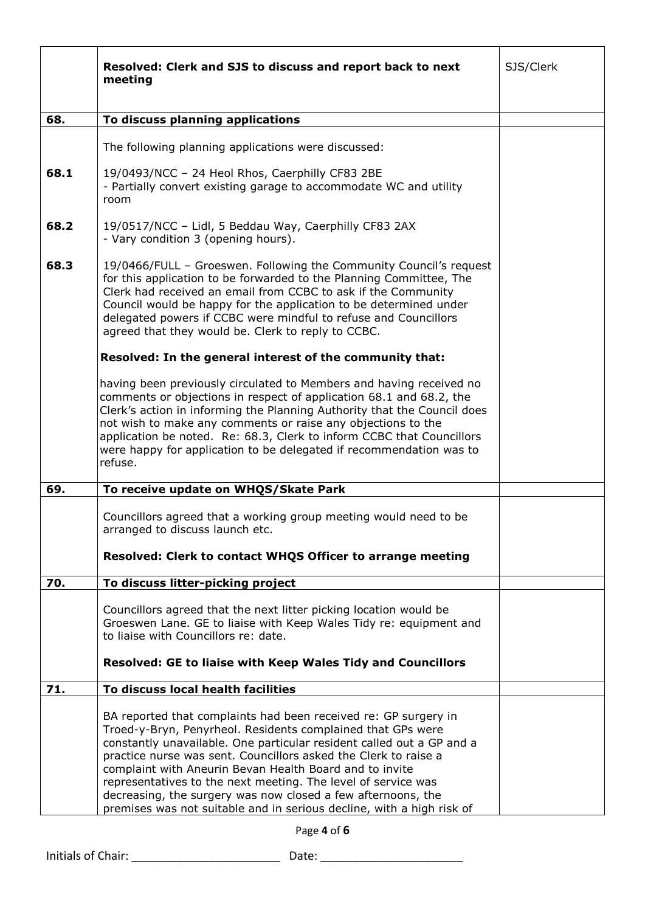| | | |
|---|---|---|
| | **Resolved: Clerk and SJS to discuss and report back to next meeting** | SJS/Clerk |
| **68.** | **To discuss planning applications** | |
| | The following planning applications were discussed: | |
| **68.1** | 19/0493/NCC – 24 Heol Rhos, Caerphilly CF83 2BE<br>- Partially convert existing garage to accommodate WC and utility room | |
| **68.2** | 19/0517/NCC – Lidl, 5 Beddau Way, Caerphilly CF83 2AX<br>- Vary condition 3 (opening hours). | |
| **68.3** | 19/0466/FULL – Groeswen. Following the Community Council's request for this application to be forwarded to the Planning Committee, The Clerk had received an email from CCBC to ask if the Community Council would be happy for the application to be determined under delegated powers if CCBC were mindful to refuse and Councillors agreed that they would be. Clerk to reply to CCBC.<br><br>**Resolved: In the general interest of the community that:**<br><br>having been previously circulated to Members and having received no comments or objections in respect of application 68.1 and 68.2, the Clerk's action in informing the Planning Authority that the Council does not wish to make any comments or raise any objections to the application be noted. Re: 68.3, Clerk to inform CCBC that Councillors were happy for application to be delegated if recommendation was to refuse. | |
| **69.** | **To receive update on WHQS/Skate Park** | |
| | Councillors agreed that a working group meeting would need to be arranged to discuss launch etc.<br><br>**Resolved: Clerk to contact WHQS Officer to arrange meeting** | |
| **70.** | **To discuss litter-picking project** | |
| | Councillors agreed that the next litter picking location would be Groeswen Lane. GE to liaise with Keep Wales Tidy re: equipment and to liaise with Councillors re: date.<br><br>**Resolved: GE to liaise with Keep Wales Tidy and Councillors** | |
| **71.** | **To discuss local health facilities** | |
| | BA reported that complaints had been received re: GP surgery in Troed-y-Bryn, Penyrheol. Residents complained that GPs were constantly unavailable. One particular resident called out a GP and a practice nurse was sent. Councillors asked the Clerk to raise a complaint with Aneurin Bevan Health Board and to invite representatives to the next meeting. The level of service was decreasing, the surgery was now closed a few afternoons, the premises was not suitable and in serious decline, with a high risk of | |

Initials of Chair: ______________________ Date: _____________________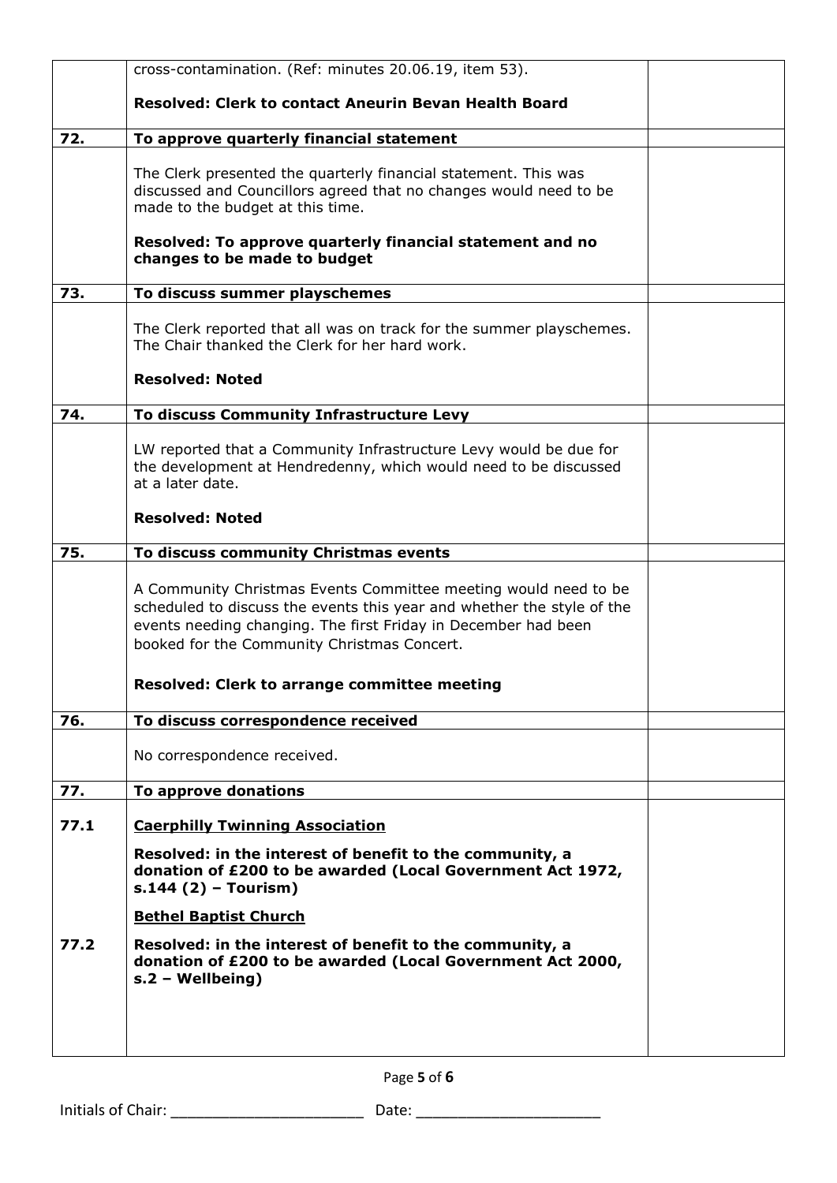| | | |
|---|---|---|
| | cross-contamination. (Ref: minutes 20.06.19, item 53).<br><br>**Resolved: Clerk to contact Aneurin Bevan Health Board** | |
| **72.** | **To approve quarterly financial statement** | |
| | The Clerk presented the quarterly financial statement. This was discussed and Councillors agreed that no changes would need to be made to the budget at this time.<br><br>**Resolved: To approve quarterly financial statement and no changes to be made to budget** | |
| **73.** | **To discuss summer playschemes** | |
| | The Clerk reported that all was on track for the summer playschemes. The Chair thanked the Clerk for her hard work.<br><br>**Resolved: Noted** | |
| **74.** | **To discuss Community Infrastructure Levy** | |
| | LW reported that a Community Infrastructure Levy would be due for the development at Hendredenny, which would need to be discussed at a later date.<br><br>**Resolved: Noted** | |
| **75.** | **To discuss community Christmas events** | |
| | A Community Christmas Events Committee meeting would need to be scheduled to discuss the events this year and whether the style of the events needing changing. The first Friday in December had been booked for the Community Christmas Concert.<br><br>**Resolved: Clerk to arrange committee meeting** | |
| **76.** | **To discuss correspondence received** | |
| | No correspondence received. | |
| **77.** | **To approve donations** | |
| **77.1** | **Caerphilly Twinning Association**<br><br>**Resolved: in the interest of benefit to the community, a donation of £200 to be awarded (Local Government Act 1972, s.144 (2) – Tourism)** | |
| **77.2** | **Bethel Baptist Church**<br><br>**Resolved: in the interest of benefit to the community, a donation of £200 to be awarded (Local Government Act 2000, s.2 – Wellbeing)** | |

Initials of Chair: ______________________ Date: ______________________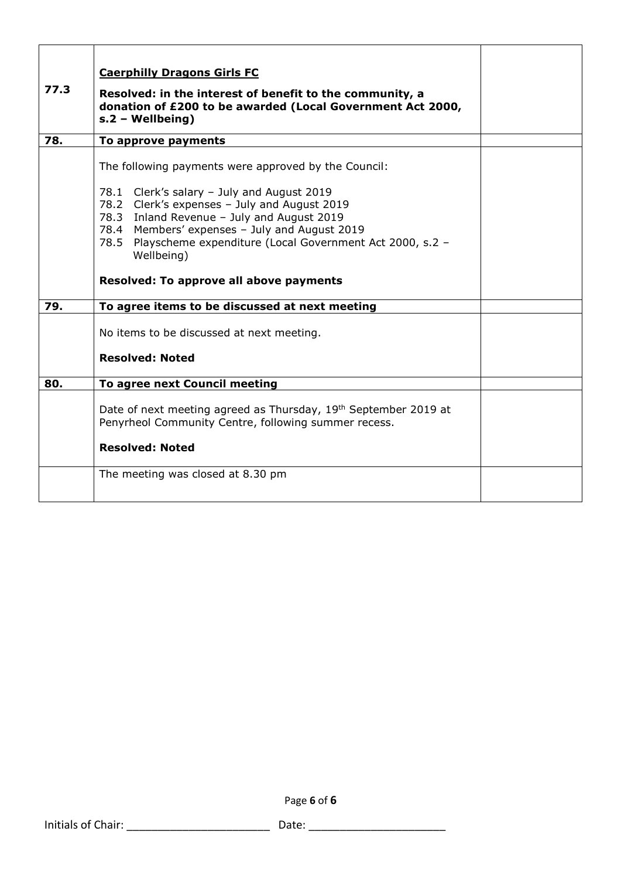| | | |
|---|---|---|
| **77.3** | **Caerphilly Dragons Girls FC**<br><br>**Resolved: in the interest of benefit to the community, a donation of £200 to be awarded (Local Government Act 2000, s.2 – Wellbeing)** | |
| **78.** | **To approve payments** | |
| | The following payments were approved by the Council:<br><br>78.1 Clerk's salary – July and August 2019<br>78.2 Clerk's expenses – July and August 2019<br>78.3 Inland Revenue – July and August 2019<br>78.4 Members' expenses – July and August 2019<br>78.5 Playscheme expenditure (Local Government Act 2000, s.2 – Wellbeing)<br><br>**Resolved: To approve all above payments** | |
| **79.** | **To agree items to be discussed at next meeting** | |
| | No items to be discussed at next meeting.<br><br>**Resolved: Noted** | |
| **80.** | **To agree next Council meeting** | |
| | Date of next meeting agreed as Thursday, 19th September 2019 at Penyrheol Community Centre, following summer recess.<br><br>**Resolved: Noted** | |
| | The meeting was closed at 8.30 pm | |

Initials of Chair: ______________________ Date: _____________________